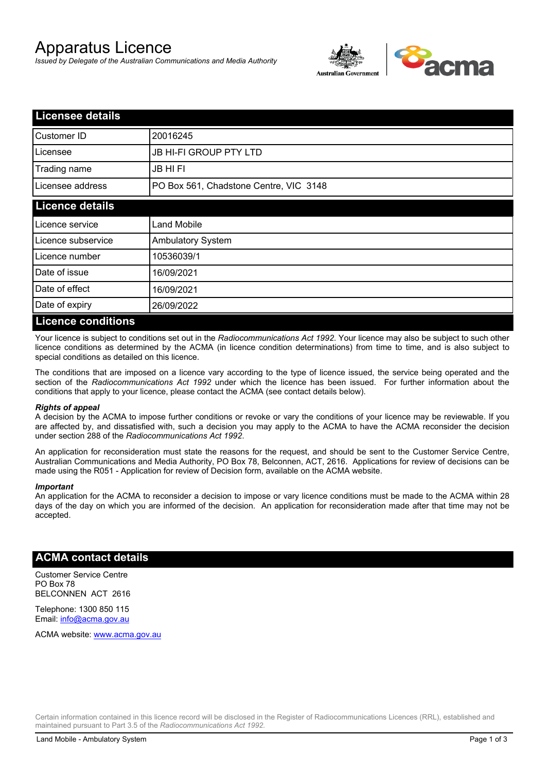# Apparatus Licence

*Issued by Delegate of the Australian Communications and Media Authority*

## Licensee details

| | |
|---|---|
| Customer ID | 20016245 |
| Licensee | JB HI-FI GROUP PTY LTD |
| Trading name | JB HI FI |
| Licensee address | PO Box 561, Chadstone Centre, VIC 3148 |

## Licence details

| | |
|---|---|
| Licence service | Land Mobile |
| Licence subservice | Ambulatory System |
| Licence number | 10536039/1 |
| Date of issue | 16/09/2021 |
| Date of effect | 16/09/2021 |
| Date of expiry | 26/09/2022 |

## Licence conditions

Your licence is subject to conditions set out in the *Radiocommunications Act 1992*. Your licence may also be subject to such other licence conditions as determined by the ACMA (in licence condition determinations) from time to time, and is also subject to special conditions as detailed on this licence.

The conditions that are imposed on a licence vary according to the type of licence issued, the service being operated and the section of the *Radiocommunications Act 1992* under which the licence has been issued. For further information about the conditions that apply to your licence, please contact the ACMA (see contact details below).

### *Rights of appeal*

A decision by the ACMA to impose further conditions or revoke or vary the conditions of your licence may be reviewable. If you are affected by, and dissatisfied with, such a decision you may apply to the ACMA to have the ACMA reconsider the decision under section 288 of the *Radiocommunications Act 1992*.

An application for reconsideration must state the reasons for the request, and should be sent to the Customer Service Centre, Australian Communications and Media Authority, PO Box 78, Belconnen, ACT, 2616. Applications for review of decisions can be made using the R051 - Application for review of Decision form, available on the ACMA website.

### *Important*

An application for the ACMA to reconsider a decision to impose or vary licence conditions must be made to the ACMA within 28 days of the day on which you are informed of the decision. An application for reconsideration made after that time may not be accepted.

## ACMA contact details

Customer Service Centre
PO Box 78
BELCONNEN ACT 2616

Telephone: 1300 850 115
Email: info@acma.gov.au

ACMA website: www.acma.gov.au

Certain information contained in this licence record will be disclosed in the Register of Radiocommunications Licences (RRL), established and maintained pursuant to Part 3.5 of the *Radiocommunications Act 1992.*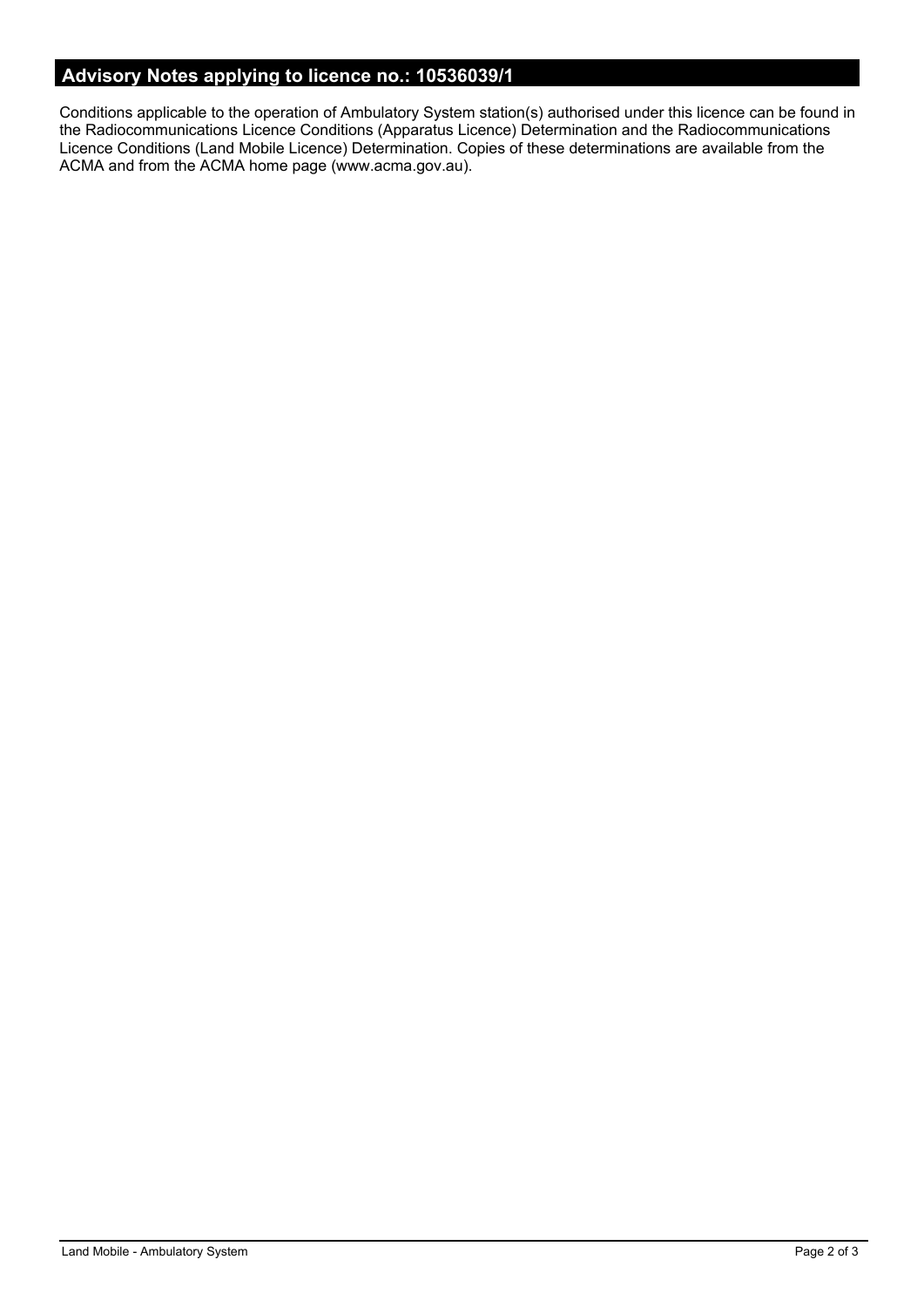## Advisory Notes applying to licence no.: 10536039/1

Conditions applicable to the operation of Ambulatory System station(s) authorised under this licence can be found in the Radiocommunications Licence Conditions (Apparatus Licence) Determination and the Radiocommunications Licence Conditions (Land Mobile Licence) Determination. Copies of these determinations are available from the ACMA and from the ACMA home page (www.acma.gov.au).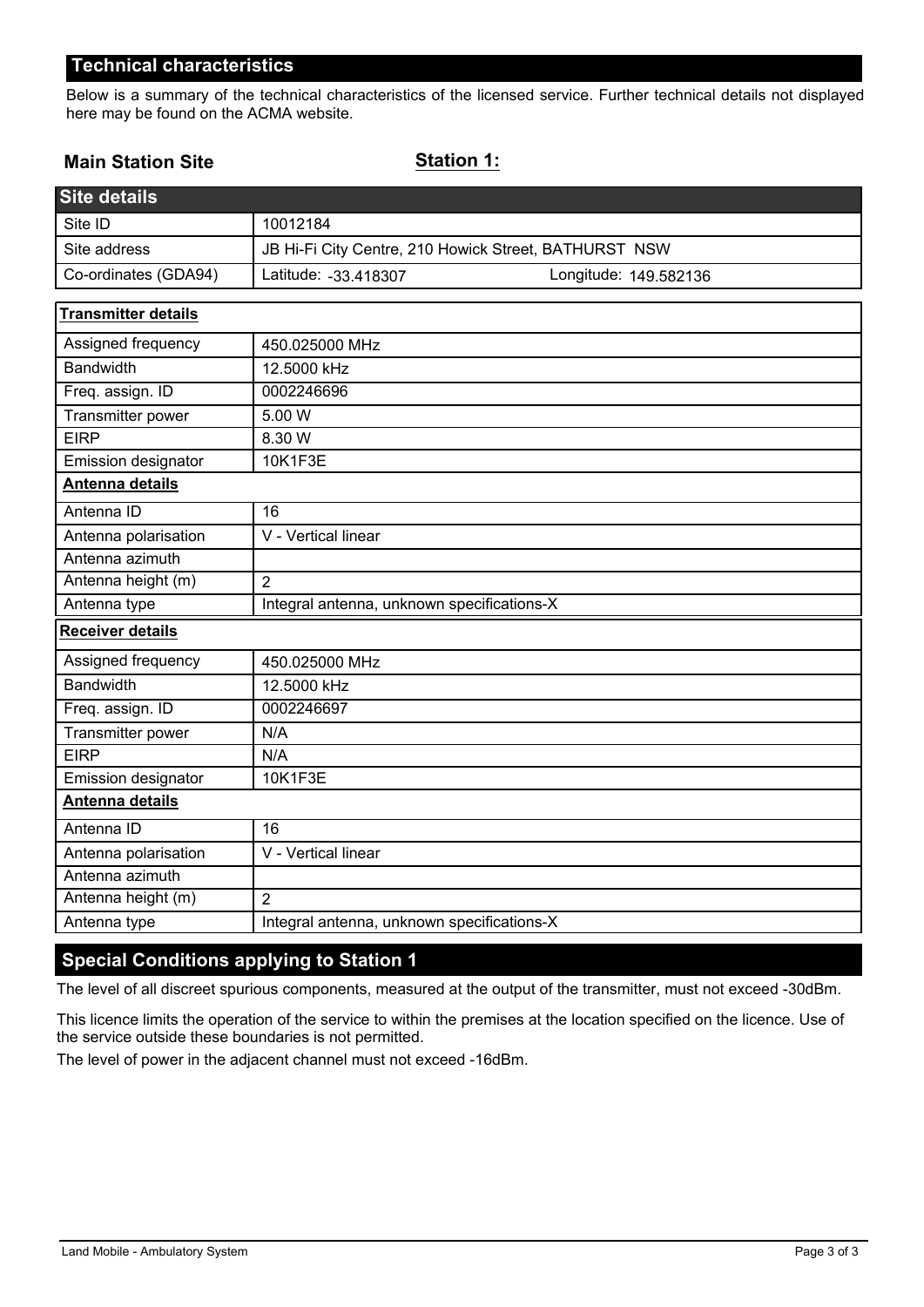## Technical characteristics

Below is a summary of the technical characteristics of the licensed service. Further technical details not displayed here may be found on the ACMA website.

**Main Station Site** **Station 1:**

### Site details

| | |
|---|---|
| Site ID | 10012184 |
| Site address | JB Hi-Fi City Centre, 210 Howick Street, BATHURST NSW |
| Co-ordinates (GDA94) | Latitude: -33.418307 Longitude: 149.582136 |

| | |
|---|---|
| **Transmitter details** | |
| Assigned frequency | 450.025000 MHz |
| Bandwidth | 12.5000 kHz |
| Freq. assign. ID | 0002246696 |
| Transmitter power | 5.00 W |
| EIRP | 8.30 W |
| Emission designator | 10K1F3E |
| **Antenna details** | |
| Antenna ID | 16 |
| Antenna polarisation | V - Vertical linear |
| Antenna azimuth | |
| Antenna height (m) | 2 |
| Antenna type | Integral antenna, unknown specifications-X |
| **Receiver details** | |
| Assigned frequency | 450.025000 MHz |
| Bandwidth | 12.5000 kHz |
| Freq. assign. ID | 0002246697 |
| Transmitter power | N/A |
| EIRP | N/A |
| Emission designator | 10K1F3E |
| **Antenna details** | |
| Antenna ID | 16 |
| Antenna polarisation | V - Vertical linear |
| Antenna azimuth | |
| Antenna height (m) | 2 |
| Antenna type | Integral antenna, unknown specifications-X |

## Special Conditions applying to Station 1

The level of all discreet spurious components, measured at the output of the transmitter, must not exceed -30dBm.

This licence limits the operation of the service to within the premises at the location specified on the licence. Use of the service outside these boundaries is not permitted.

The level of power in the adjacent channel must not exceed -16dBm.